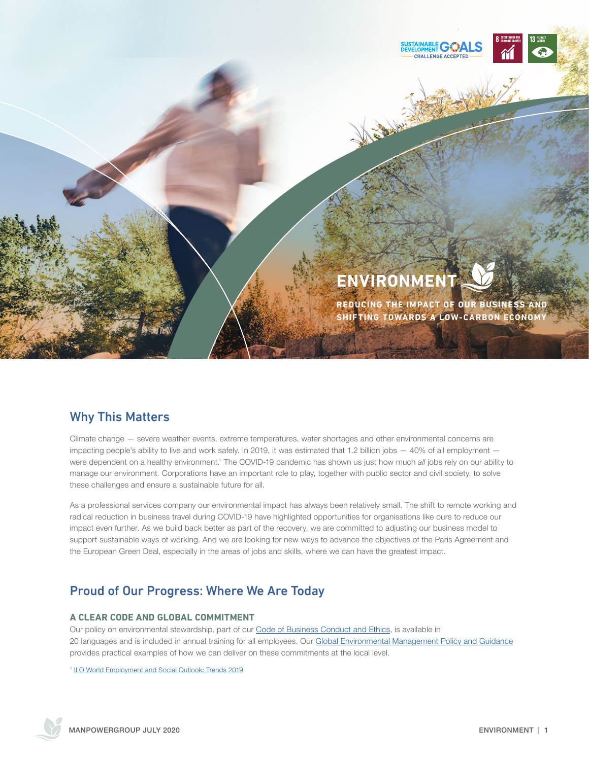# ENVIRONMENT

**REDUCING THE IMPACT OF OUR BUSINESS AND SHIFTING TOWARDS A LOW-CARBON ECONOMY**

## Why This Matters

Climate change — severe weather events, extreme temperatures, water shortages and other environmental concerns are impacting people's ability to live and work safely. In 2019, it was estimated that 1.2 billion jobs — 40% of all employment — were dependent on a healthy environment.[1] The COVID-19 pandemic has shown us just how much *all* jobs rely on our ability to manage our environment. Corporations have an important role to play, together with public sector and civil society, to solve these challenges and ensure a sustainable future for all.

As a professional services company our environmental impact has always been relatively small. The shift to remote working and radical reduction in business travel during COVID-19 have highlighted opportunities for organisations like ours to reduce our impact even further. As we build back better as part of the recovery, we are committed to adjusting our business model to support sustainable ways of working. And we are looking for new ways to advance the objectives of the Paris Agreement and the European Green Deal, especially in the areas of jobs and skills, where we can have the greatest impact.

## Proud of Our Progress: Where We Are Today

### A CLEAR CODE AND GLOBAL COMMITMENT

Our policy on environmental stewardship, part of our Code of Business Conduct and Ethics, is available in 20 languages and is included in annual training for all employees. Our Global Environmental Management Policy and Guidance provides practical examples of how we can deliver on these commitments at the local level.

[1] ILO World Employment and Social Outlook: Trends 2019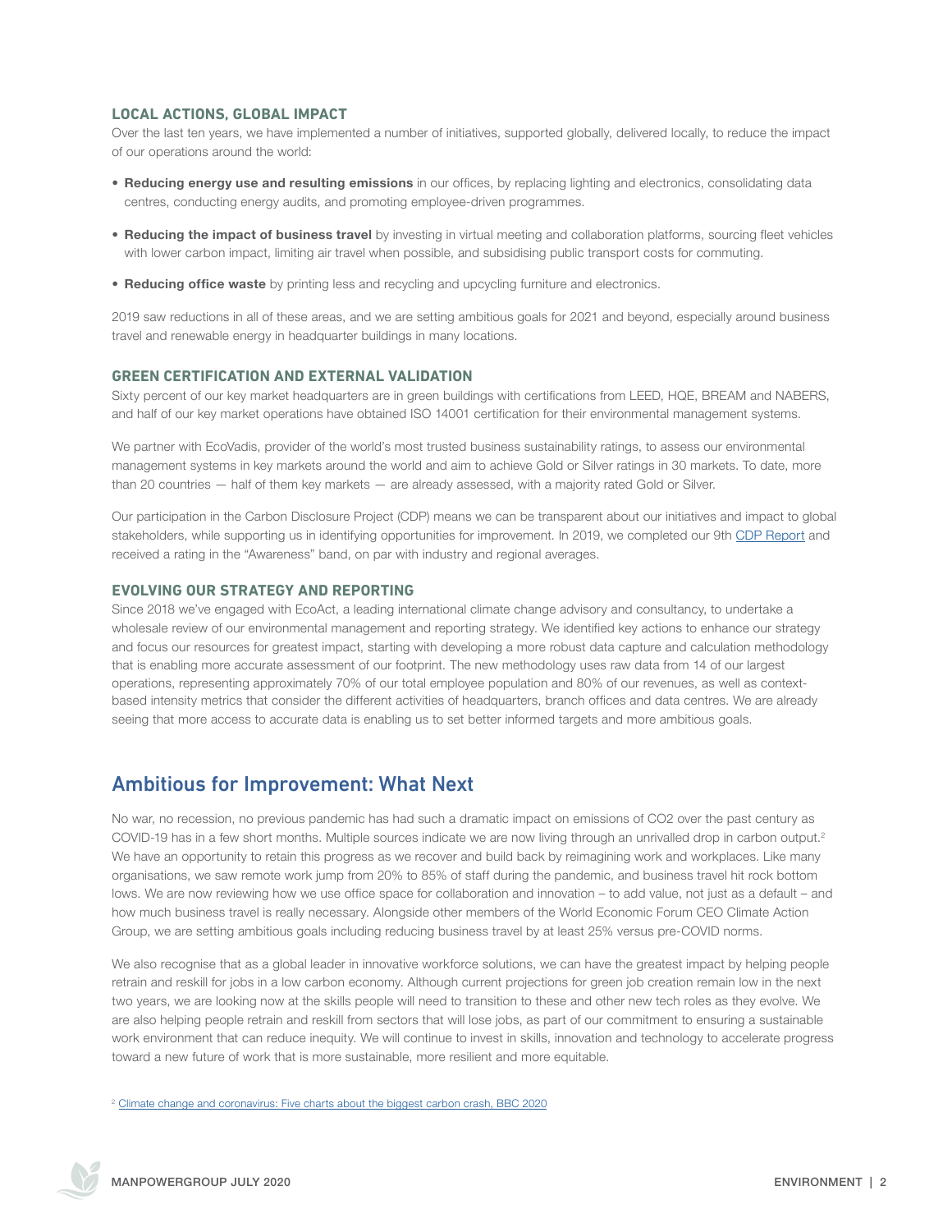### LOCAL ACTIONS, GLOBAL IMPACT

Over the last ten years, we have implemented a number of initiatives, supported globally, delivered locally, to reduce the impact of our operations around the world:

- **Reducing energy use and resulting emissions** in our offices, by replacing lighting and electronics, consolidating data centres, conducting energy audits, and promoting employee-driven programmes.
- **Reducing the impact of business travel** by investing in virtual meeting and collaboration platforms, sourcing fleet vehicles with lower carbon impact, limiting air travel when possible, and subsidising public transport costs for commuting.
- **Reducing office waste** by printing less and recycling and upcycling furniture and electronics.

2019 saw reductions in all of these areas, and we are setting ambitious goals for 2021 and beyond, especially around business travel and renewable energy in headquarter buildings in many locations.

### GREEN CERTIFICATION AND EXTERNAL VALIDATION

Sixty percent of our key market headquarters are in green buildings with certifications from LEED, HQE, BREAM and NABERS, and half of our key market operations have obtained ISO 14001 certification for their environmental management systems.

We partner with EcoVadis, provider of the world's most trusted business sustainability ratings, to assess our environmental management systems in key markets around the world and aim to achieve Gold or Silver ratings in 30 markets. To date, more than 20 countries — half of them key markets — are already assessed, with a majority rated Gold or Silver.

Our participation in the Carbon Disclosure Project (CDP) means we can be transparent about our initiatives and impact to global stakeholders, while supporting us in identifying opportunities for improvement. In 2019, we completed our 9th CDP Report and received a rating in the "Awareness" band, on par with industry and regional averages.

### EVOLVING OUR STRATEGY AND REPORTING

Since 2018 we've engaged with EcoAct, a leading international climate change advisory and consultancy, to undertake a wholesale review of our environmental management and reporting strategy. We identified key actions to enhance our strategy and focus our resources for greatest impact, starting with developing a more robust data capture and calculation methodology that is enabling more accurate assessment of our footprint. The new methodology uses raw data from 14 of our largest operations, representing approximately 70% of our total employee population and 80% of our revenues, as well as context-based intensity metrics that consider the different activities of headquarters, branch offices and data centres. We are already seeing that more access to accurate data is enabling us to set better informed targets and more ambitious goals.

## Ambitious for Improvement: What Next

No war, no recession, no previous pandemic has had such a dramatic impact on emissions of CO2 over the past century as COVID-19 has in a few short months. Multiple sources indicate we are now living through an unrivalled drop in carbon output.[2] We have an opportunity to retain this progress as we recover and build back by reimagining work and workplaces. Like many organisations, we saw remote work jump from 20% to 85% of staff during the pandemic, and business travel hit rock bottom lows. We are now reviewing how we use office space for collaboration and innovation – to add value, not just as a default – and how much business travel is really necessary. Alongside other members of the World Economic Forum CEO Climate Action Group, we are setting ambitious goals including reducing business travel by at least 25% versus pre-COVID norms.

We also recognise that as a global leader in innovative workforce solutions, we can have the greatest impact by helping people retrain and reskill for jobs in a low carbon economy. Although current projections for green job creation remain low in the next two years, we are looking now at the skills people will need to transition to these and other new tech roles as they evolve. We are also helping people retrain and reskill from sectors that will lose jobs, as part of our commitment to ensuring a sustainable work environment that can reduce inequity. We will continue to invest in skills, innovation and technology to accelerate progress toward a new future of work that is more sustainable, more resilient and more equitable.

[2] Climate change and coronavirus: Five charts about the biggest carbon crash, BBC 2020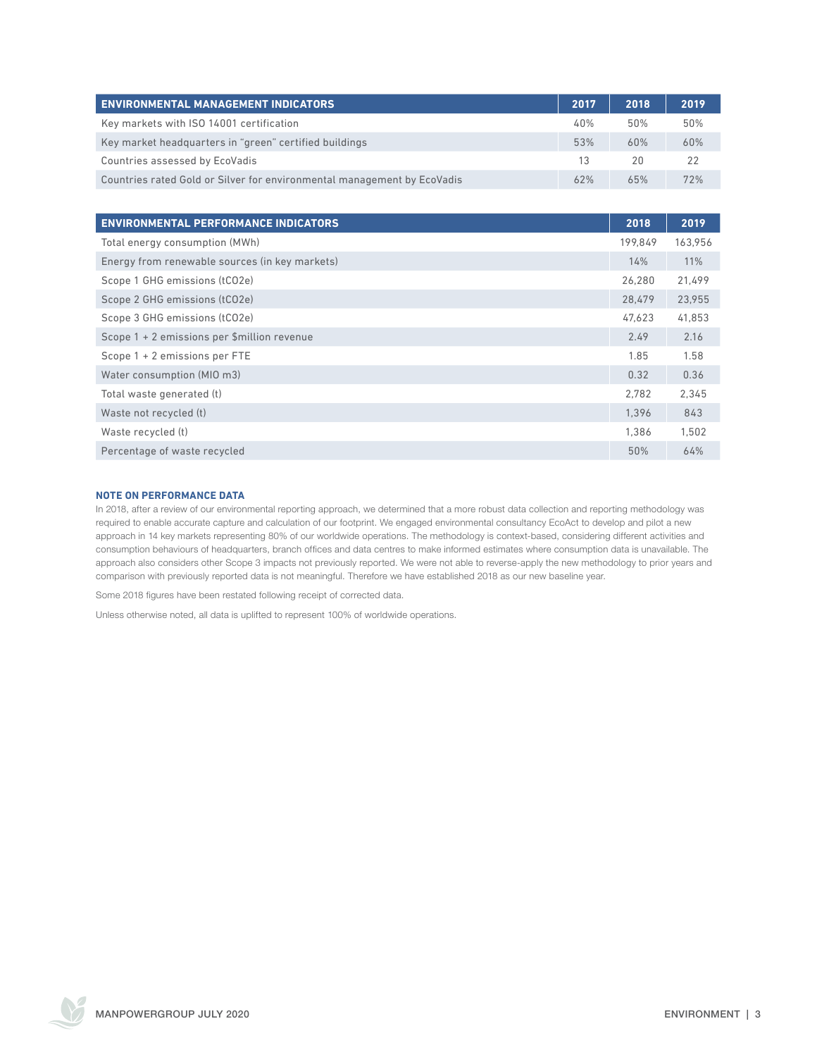| ENVIRONMENTAL MANAGEMENT INDICATORS | 2017 | 2018 | 2019 |
|---|---|---|---|
| Key markets with ISO 14001 certification | 40% | 50% | 50% |
| Key market headquarters in "green" certified buildings | 53% | 60% | 60% |
| Countries assessed by EcoVadis | 13 | 20 | 22 |
| Countries rated Gold or Silver for environmental management by EcoVadis | 62% | 65% | 72% |

| ENVIRONMENTAL PERFORMANCE INDICATORS | 2018 | 2019 |
|---|---|---|
| Total energy consumption (MWh) | 199,849 | 163,956 |
| Energy from renewable sources (in key markets) | 14% | 11% |
| Scope 1 GHG emissions (tCO2e) | 26,280 | 21,499 |
| Scope 2 GHG emissions (tCO2e) | 28,479 | 23,955 |
| Scope 3 GHG emissions (tCO2e) | 47,623 | 41,853 |
| Scope 1 + 2 emissions per $million revenue | 2.49 | 2.16 |
| Scope 1 + 2 emissions per FTE | 1.85 | 1.58 |
| Water consumption (MIO m3) | 0.32 | 0.36 |
| Total waste generated (t) | 2,782 | 2,345 |
| Waste not recycled (t) | 1,396 | 843 |
| Waste recycled (t) | 1,386 | 1,502 |
| Percentage of waste recycled | 50% | 64% |

### NOTE ON PERFORMANCE DATA

In 2018, after a review of our environmental reporting approach, we determined that a more robust data collection and reporting methodology was required to enable accurate capture and calculation of our footprint. We engaged environmental consultancy EcoAct to develop and pilot a new approach in 14 key markets representing 80% of our worldwide operations. The methodology is context-based, considering different activities and consumption behaviours of headquarters, branch offices and data centres to make informed estimates where consumption data is unavailable. The approach also considers other Scope 3 impacts not previously reported. We were not able to reverse-apply the new methodology to prior years and comparison with previously reported data is not meaningful. Therefore we have established 2018 as our new baseline year.

Some 2018 figures have been restated following receipt of corrected data.

Unless otherwise noted, all data is uplifted to represent 100% of worldwide operations.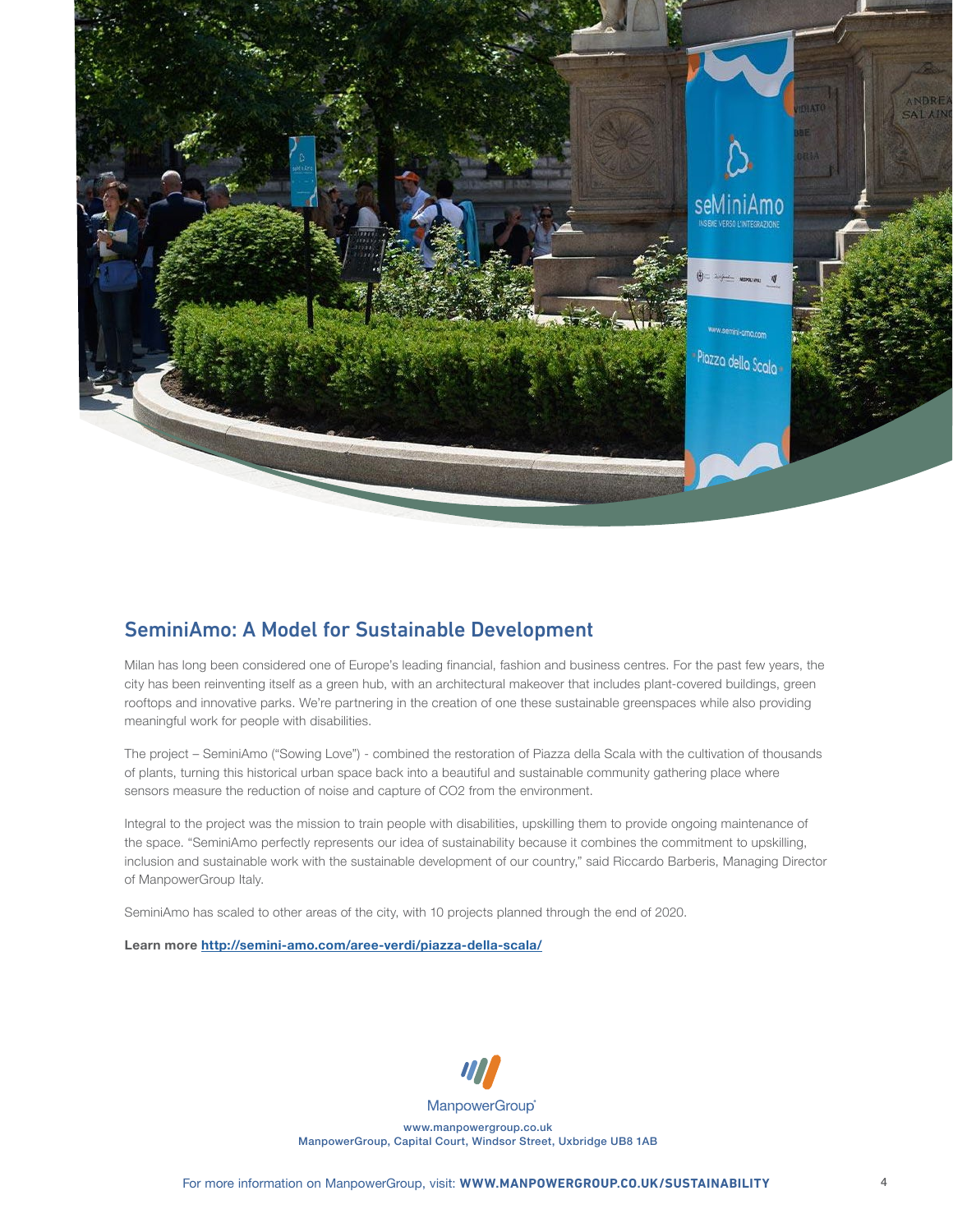## SeminiAmo: A Model for Sustainable Development

Milan has long been considered one of Europe's leading financial, fashion and business centres. For the past few years, the city has been reinventing itself as a green hub, with an architectural makeover that includes plant-covered buildings, green rooftops and innovative parks. We're partnering in the creation of one these sustainable greenspaces while also providing meaningful work for people with disabilities.

The project – SeminiAmo ("Sowing Love") - combined the restoration of Piazza della Scala with the cultivation of thousands of plants, turning this historical urban space back into a beautiful and sustainable community gathering place where sensors measure the reduction of noise and capture of $CO_2$ from the environment.

Integral to the project was the mission to train people with disabilities, upskilling them to provide ongoing maintenance of the space. "SeminiAmo perfectly represents our idea of sustainability because it combines the commitment to upskilling, inclusion and sustainable work with the sustainable development of our country," said Riccardo Barberis, Managing Director of ManpowerGroup Italy.

SeminiAmo has scaled to other areas of the city, with 10 projects planned through the end of 2020.

**Learn more** http://semini-amo.com/aree-verdi/piazza-della-scala/

ManpowerGroup®

www.manpowergroup.co.uk
ManpowerGroup, Capital Court, Windsor Street, Uxbridge UB8 1AB

For more information on ManpowerGroup, visit: **WWW.MANPOWERGROUP.CO.UK/SUSTAINABILITY**